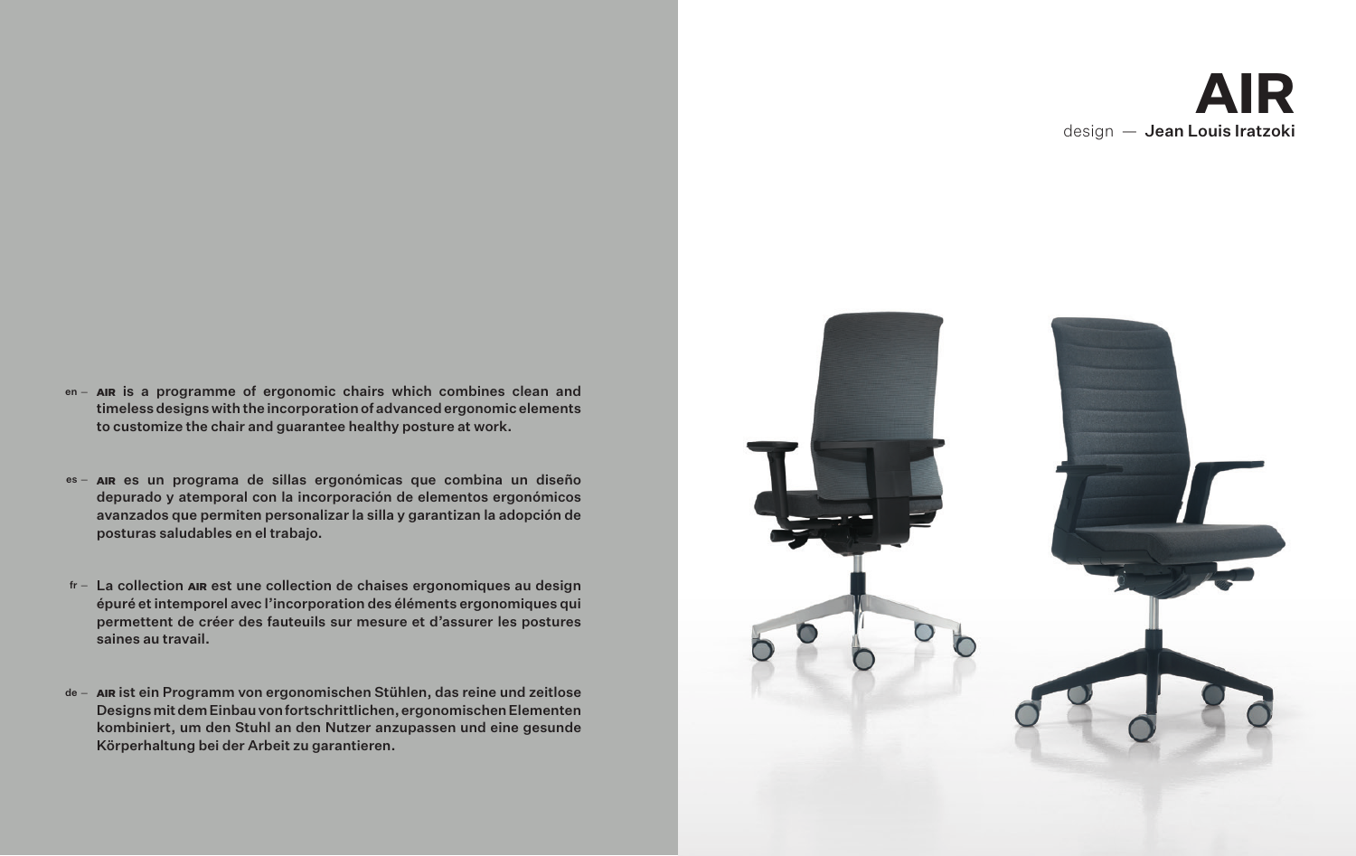# AIR

design — **Jean Louis Iratzoki**

en – **AIR is a programme of ergonomic chairs which combines clean and timeless designs with the incorporation of advanced ergonomic elements to customize the chair and guarantee healthy posture at work.**

es – **AIR es un programa de sillas ergonómicas que combina un diseño depurado y atemporal con la incorporación de elementos ergonómicos avanzados que permiten personalizar la silla y garantizan la adopción de posturas saludables en el trabajo.**

fr – **La collection AIR est une collection de chaises ergonomiques au design épuré et intemporel avec l'incorporation des éléments ergonomiques qui permettent de créer des fauteuils sur mesure et d'assurer les postures saines au travail.**

de – **AIR ist ein Programm von ergonomischen Stühlen, das reine und zeitlose Designs mit dem Einbau von fortschrittlichen, ergonomischen Elementen kombiniert, um den Stuhl an den Nutzer anzupassen und eine gesunde Körperhaltung bei der Arbeit zu garantieren.**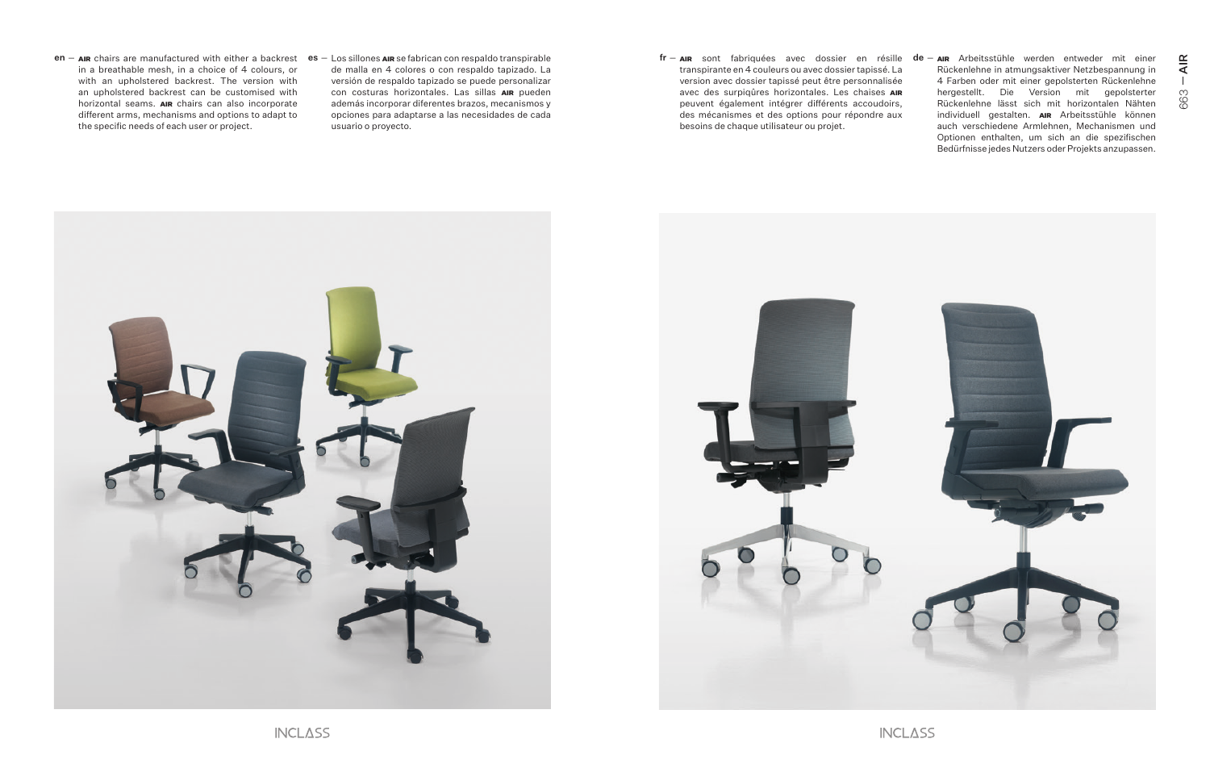en — **AIR** chairs are manufactured with either a backrest in a breathable mesh, in a choice of 4 colours, or with an upholstered backrest. The version with an upholstered backrest can be customised with horizontal seams. **AIR** chairs can also incorporate different arms, mechanisms and options to adapt to the specific needs of each user or project.

es — Los sillones **AIR** se fabrican con respaldo transpirable de malla en 4 colores o con respaldo tapizado. La versión de respaldo tapizado se puede personalizar con costuras horizontales. Las sillas **AIR** pueden además incorporar diferentes brazos, mecanismos y opciones para adaptarse a las necesidades de cada usuario o proyecto.

fr — **AIR** sont fabriquées avec dossier en résille transpirante en 4 couleurs ou avec dossier tapissé. La version avec dossier tapissé peut être personnalisée avec des surpiqûres horizontales. Les chaises **AIR** peuvent également intégrer différents accoudoirs, des mécanismes et des options pour répondre aux besoins de chaque utilisateur ou projet.

de — **AIR** Arbeitsstühle werden entweder mit einer Rückenlehne in atmungsaktiver Netzbespannung in 4 Farben oder mit einer gepolsterten Rückenlehne hergestellt. Die Version mit gepolsterter Rückenlehne lässt sich mit horizontalen Nähten individuell gestalten. **AIR** Arbeitsstühle können auch verschiedene Armlehnen, Mechanismen und Optionen enthalten, um sich an die spezifischen Bedürfnisse jedes Nutzers oder Projekts anzupassen.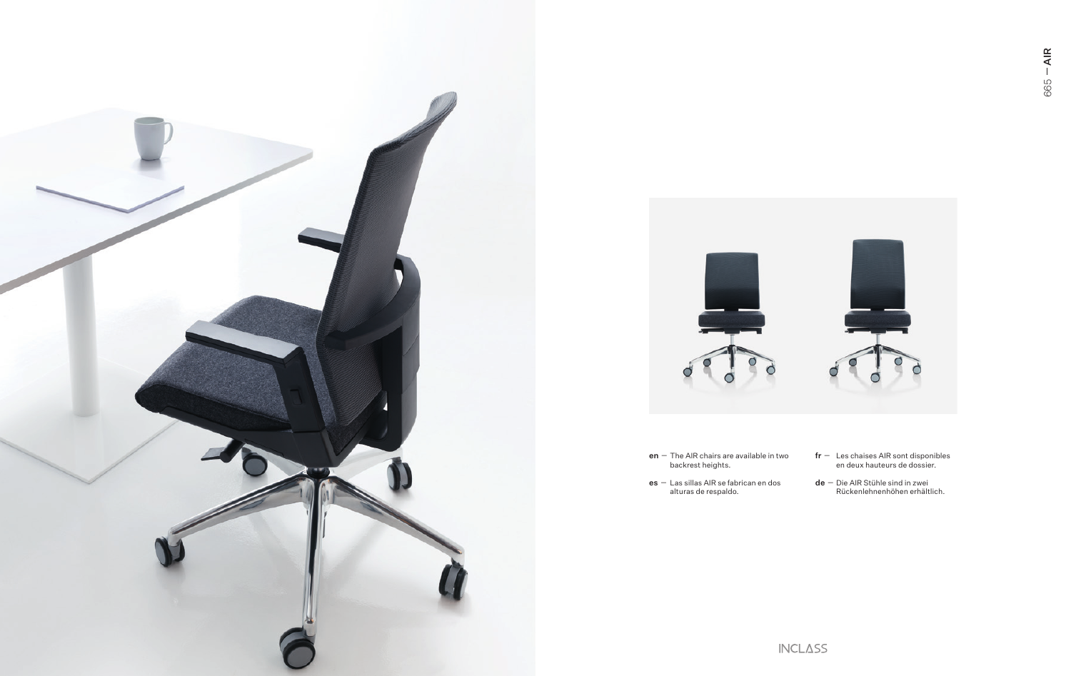**en** — The AIR chairs are available in two backrest heights.

**es** — Las sillas AIR se fabrican en dos alturas de respaldo.

**fr** — Les chaises AIR sont disponibles en deux hauteurs de dossier.

**de** — Die AIR Stühle sind in zwei Rückenlehnenhöhen erhältlich.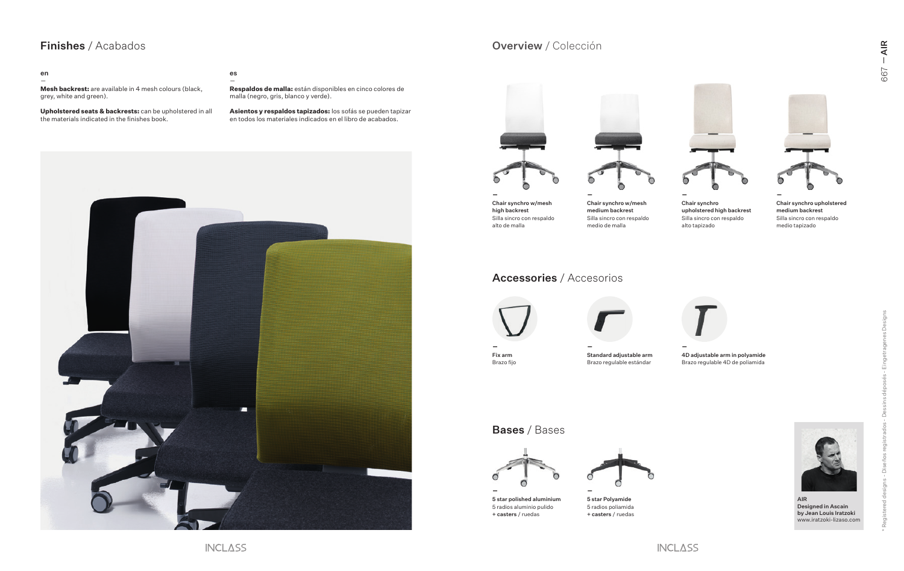## Finishes / Acabados

**en**

—

**Mesh backrest:** are available in 4 mesh colours (black, grey, white and green).

**Upholstered seats & backrests:** can be upholstered in all the materials indicated in the finishes book.

**es**

—

**Respaldos de malla:** están disponibles en cinco colores de malla (negro, gris, blanco y verde).

**Asientos y respaldos tapizados:** los sofás se pueden tapizar en todos los materiales indicados en el libro de acabados.

## Overview / Colección

—
**Chair synchro w/mesh high backrest**
Silla sincro con respaldo alto de malla

—
**Chair synchro w/mesh medium backrest**
Silla sincro con respaldo medio de malla

—
**Chair synchro upholstered high backrest**
Silla sincro con respaldo alto tapizado

—
**Chair synchro upholstered medium backrest**
Silla sincro con respaldo medio tapizado

## Accessories / Accesorios

—
**Fix arm**
Brazo fijo

—
**Standard adjustable arm**
Brazo regulable estándar

—
**4D adjustable arm in polyamide**
Brazo regulable 4D de poliamida

## Bases / Bases

—
**5 star polished aluminium**
5 radios aluminio pulido
**+ casters** / ruedas

—
**5 star Polyamide**
5 radios poliamida
**+ casters** / ruedas

**AIR**
**Designed in Ascain by Jean Louis Iratzoki**
www.iratzoki-lizaso.com

* Registered designs - Diseños registrados - Dessins déposés - Eingetragenes Designs